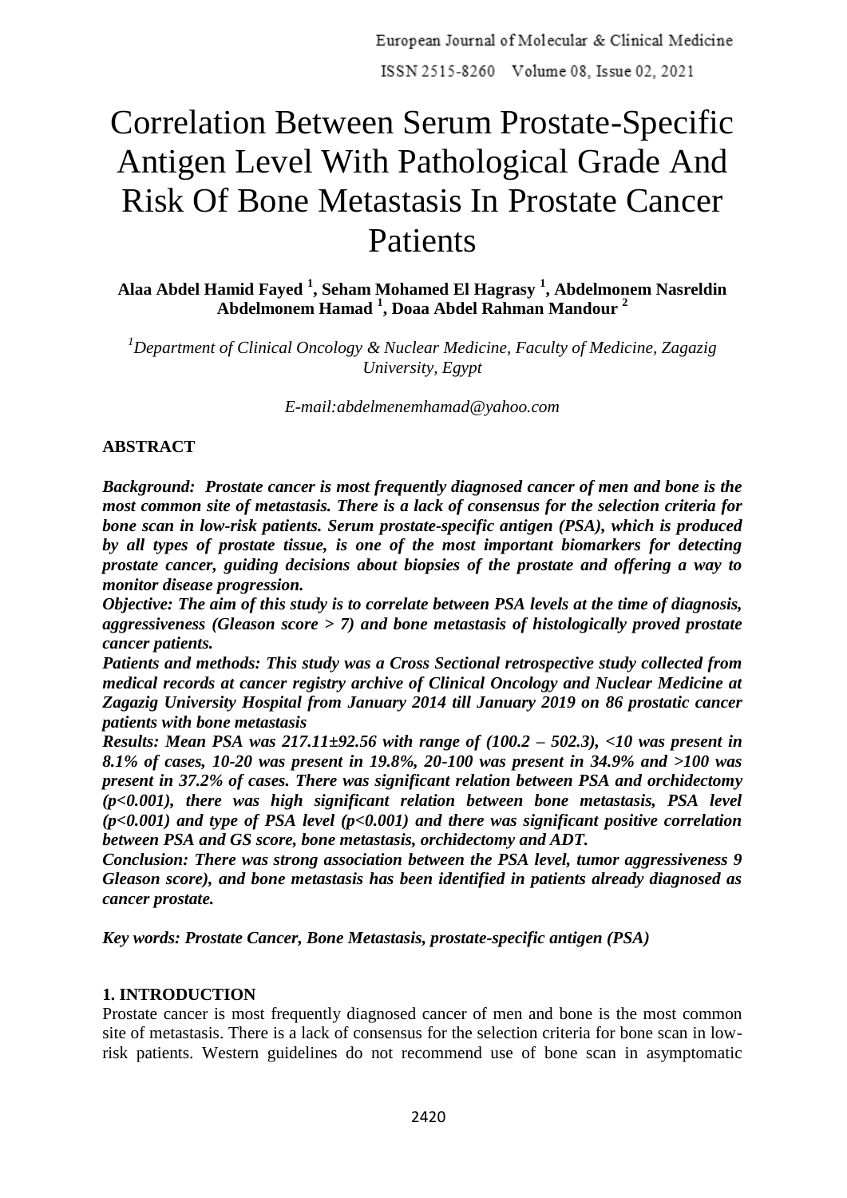# Correlation Between Serum Prostate-Specific Antigen Level With Pathological Grade And Risk Of Bone Metastasis In Prostate Cancer Patients

**Alaa Abdel Hamid Fayed [1], Seham Mohamed El Hagrasy [1], Abdelmonem Nasreldin Abdelmonem Hamad [1], Doaa Abdel Rahman Mandour [2]**

*[1]Department of Clinical Oncology & Nuclear Medicine, Faculty of Medicine, Zagazig University, Egypt*

*E-mail:abdelmenemhamad@yahoo.com*

**ABSTRACT**

***Background:*** ***Prostate cancer is most frequently diagnosed cancer of men and bone is the most common site of metastasis. There is a lack of consensus for the selection criteria for bone scan in low-risk patients. Serum prostate-specific antigen (PSA), which is produced by all types of prostate tissue, is one of the most important biomarkers for detecting prostate cancer, guiding decisions about biopsies of the prostate and offering a way to monitor disease progression.***

***Objective: The aim of this study is to correlate between PSA levels at the time of diagnosis, aggressiveness (Gleason score > 7) and bone metastasis of histologically proved prostate cancer patients.***

***Patients and methods: This study was a Cross Sectional retrospective study collected from medical records at cancer registry archive of Clinical Oncology and Nuclear Medicine at Zagazig University Hospital from January 2014 till January 2019 on 86 prostatic cancer patients with bone metastasis***

***Results: Mean PSA was 217.11±92.56 with range of (100.2 – 502.3), <10 was present in 8.1% of cases, 10-20 was present in 19.8%, 20-100 was present in 34.9% and >100 was present in 37.2% of cases. There was significant relation between PSA and orchidectomy (p<0.001), there was high significant relation between bone metastasis, PSA level (p<0.001) and type of PSA level (p<0.001) and there was significant positive correlation between PSA and GS score, bone metastasis, orchidectomy and ADT.***

***Conclusion: There was strong association between the PSA level, tumor aggressiveness 9 Gleason score), and bone metastasis has been identified in patients already diagnosed as cancer prostate.***

***Key words: Prostate Cancer, Bone Metastasis, prostate-specific antigen (PSA)***

## 1. INTRODUCTION

Prostate cancer is most frequently diagnosed cancer of men and bone is the most common site of metastasis. There is a lack of consensus for the selection criteria for bone scan in low-risk patients. Western guidelines do not recommend use of bone scan in asymptomatic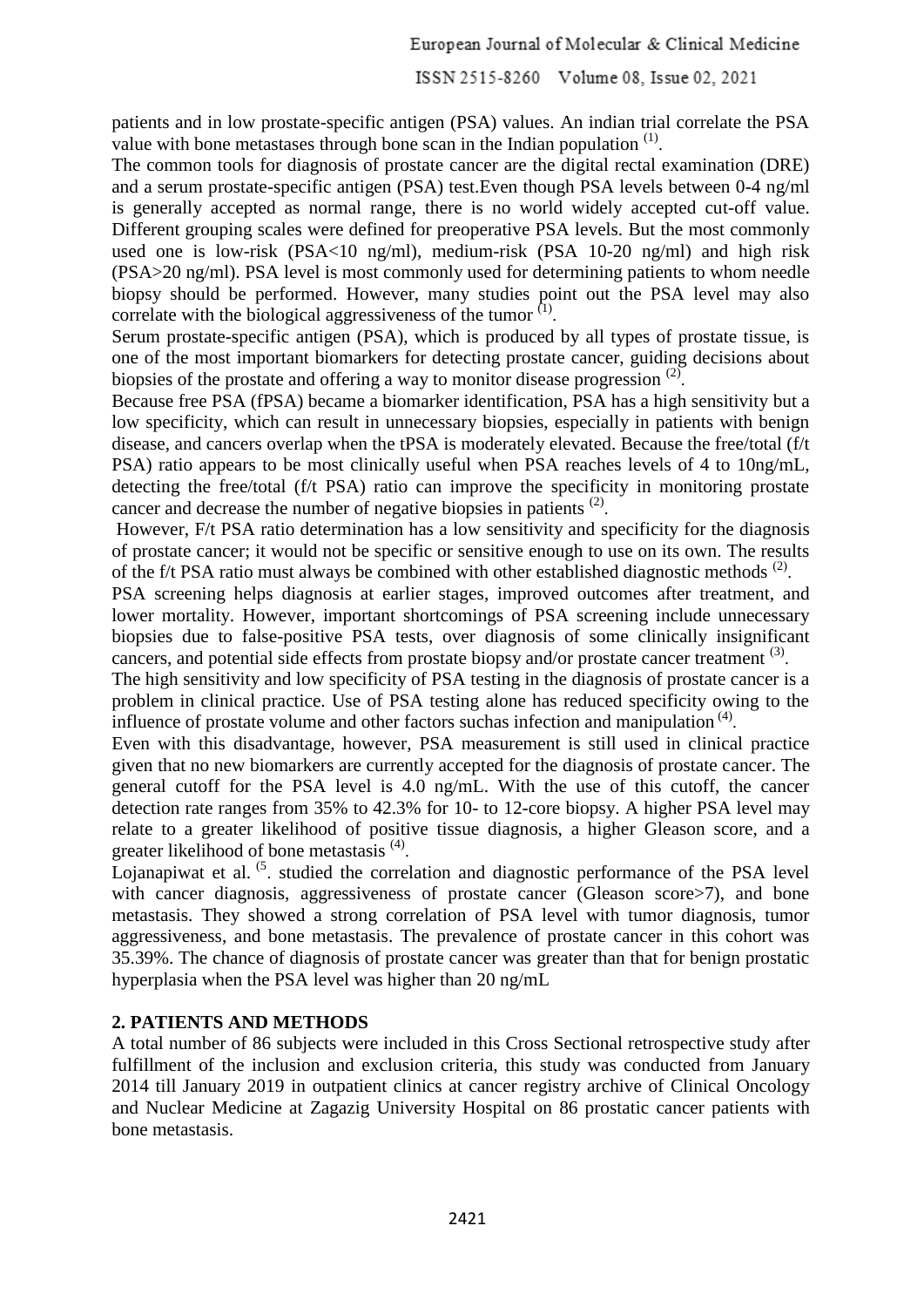patients and in low prostate-specific antigen (PSA) values. An indian trial correlate the PSA value with bone metastases through bone scan in the Indian population [(1)].

The common tools for diagnosis of prostate cancer are the digital rectal examination (DRE) and a serum prostate-specific antigen (PSA) test.Even though PSA levels between 0-4 ng/ml is generally accepted as normal range, there is no world widely accepted cut-off value. Different grouping scales were defined for preoperative PSA levels. But the most commonly used one is low-risk (PSA<10 ng/ml), medium-risk (PSA 10-20 ng/ml) and high risk (PSA>20 ng/ml). PSA level is most commonly used for determining patients to whom needle biopsy should be performed. However, many studies point out the PSA level may also correlate with the biological aggressiveness of the tumor [(1)].

Serum prostate-specific antigen (PSA), which is produced by all types of prostate tissue, is one of the most important biomarkers for detecting prostate cancer, guiding decisions about biopsies of the prostate and offering a way to monitor disease progression [(2)].

Because free PSA (fPSA) became a biomarker identification, PSA has a high sensitivity but a low specificity, which can result in unnecessary biopsies, especially in patients with benign disease, and cancers overlap when the tPSA is moderately elevated. Because the free/total (f/t PSA) ratio appears to be most clinically useful when PSA reaches levels of 4 to 10ng/mL, detecting the free/total (f/t PSA) ratio can improve the specificity in monitoring prostate cancer and decrease the number of negative biopsies in patients [(2)].

However, F/t PSA ratio determination has a low sensitivity and specificity for the diagnosis of prostate cancer; it would not be specific or sensitive enough to use on its own. The results of the f/t PSA ratio must always be combined with other established diagnostic methods [(2)].

PSA screening helps diagnosis at earlier stages, improved outcomes after treatment, and lower mortality. However, important shortcomings of PSA screening include unnecessary biopsies due to false-positive PSA tests, over diagnosis of some clinically insignificant cancers, and potential side effects from prostate biopsy and/or prostate cancer treatment [(3)].

The high sensitivity and low specificity of PSA testing in the diagnosis of prostate cancer is a problem in clinical practice. Use of PSA testing alone has reduced specificity owing to the influence of prostate volume and other factors suchas infection and manipulation [(4)].

Even with this disadvantage, however, PSA measurement is still used in clinical practice given that no new biomarkers are currently accepted for the diagnosis of prostate cancer. The general cutoff for the PSA level is 4.0 ng/mL. With the use of this cutoff, the cancer detection rate ranges from 35% to 42.3% for 10- to 12-core biopsy. A higher PSA level may relate to a greater likelihood of positive tissue diagnosis, a higher Gleason score, and a greater likelihood of bone metastasis [(4)].

Lojanapiwat et al. [(5]. studied the correlation and diagnostic performance of the PSA level with cancer diagnosis, aggressiveness of prostate cancer (Gleason score>7), and bone metastasis. They showed a strong correlation of PSA level with tumor diagnosis, tumor aggressiveness, and bone metastasis. The prevalence of prostate cancer in this cohort was 35.39%. The chance of diagnosis of prostate cancer was greater than that for benign prostatic hyperplasia when the PSA level was higher than 20 ng/mL

## 2. PATIENTS AND METHODS

A total number of 86 subjects were included in this Cross Sectional retrospective study after fulfillment of the inclusion and exclusion criteria, this study was conducted from January 2014 till January 2019 in outpatient clinics at cancer registry archive of Clinical Oncology and Nuclear Medicine at Zagazig University Hospital on 86 prostatic cancer patients with bone metastasis.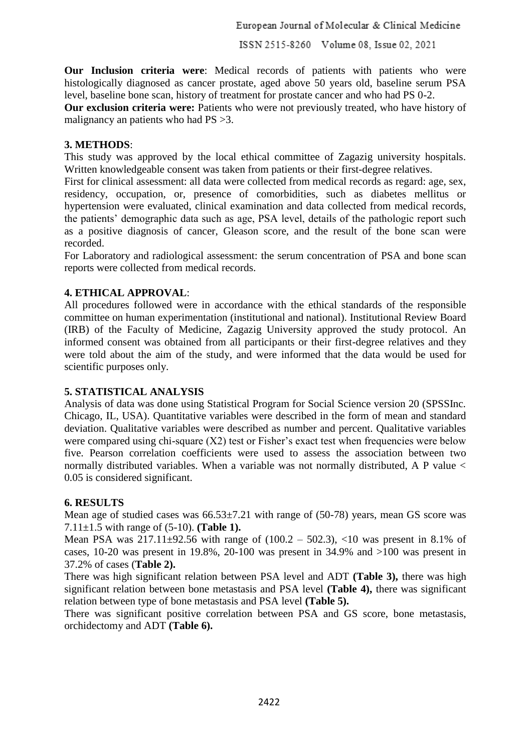**Our Inclusion criteria were**: Medical records of patients with patients who were histologically diagnosed as cancer prostate, aged above 50 years old, baseline serum PSA level, baseline bone scan, history of treatment for prostate cancer and who had PS 0-2.

**Our exclusion criteria were:** Patients who were not previously treated, who have history of malignancy an patients who had PS >3.

## 3. METHODS:

This study was approved by the local ethical committee of Zagazig university hospitals. Written knowledgeable consent was taken from patients or their first-degree relatives.

First for clinical assessment: all data were collected from medical records as regard: age, sex, residency, occupation, or, presence of comorbidities, such as diabetes mellitus or hypertension were evaluated, clinical examination and data collected from medical records, the patients' demographic data such as age, PSA level, details of the pathologic report such as a positive diagnosis of cancer, Gleason score, and the result of the bone scan were recorded.

For Laboratory and radiological assessment: the serum concentration of PSA and bone scan reports were collected from medical records.

## 4. ETHICAL APPROVAL:

All procedures followed were in accordance with the ethical standards of the responsible committee on human experimentation (institutional and national). Institutional Review Board (IRB) of the Faculty of Medicine, Zagazig University approved the study protocol. An informed consent was obtained from all participants or their first-degree relatives and they were told about the aim of the study, and were informed that the data would be used for scientific purposes only.

## 5. STATISTICAL ANALYSIS

Analysis of data was done using Statistical Program for Social Science version 20 (SPSSInc. Chicago, IL, USA). Quantitative variables were described in the form of mean and standard deviation. Qualitative variables were described as number and percent. Qualitative variables were compared using chi-square ($X2$) test or Fisher's exact test when frequencies were below five. Pearson correlation coefficients were used to assess the association between two normally distributed variables. When a variable was not normally distributed, A P value < 0.05 is considered significant.

## 6. RESULTS

Mean age of studied cases was 66.53±7.21 with range of (50-78) years, mean GS score was 7.11±1.5 with range of (5-10). **(Table 1).**

Mean PSA was 217.11±92.56 with range of (100.2 – 502.3), <10 was present in 8.1% of cases, 10-20 was present in 19.8%, 20-100 was present in 34.9% and >100 was present in 37.2% of cases (**Table 2).**

There was high significant relation between PSA level and ADT **(Table 3),** there was high significant relation between bone metastasis and PSA level **(Table 4),** there was significant relation between type of bone metastasis and PSA level **(Table 5).**

There was significant positive correlation between PSA and GS score, bone metastasis, orchidectomy and ADT **(Table 6).**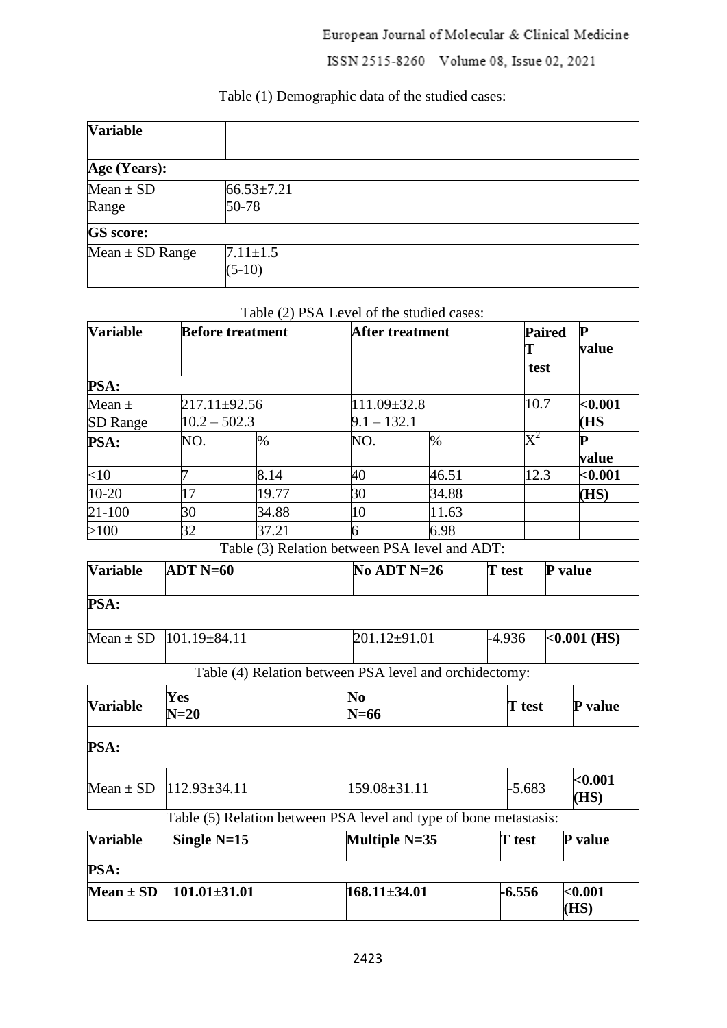Table (1) Demographic data of the studied cases:

| Variable | |
|---|---|
| **Age (Years):** | |
| Mean ± SD<br>Range | 66.53±7.21<br>50-78 |
| **GS score:** | |
| Mean ± SD Range | 7.11±1.5<br>(5-10) |

Table (2) PSA Level of the studied cases:

| Variable | Before treatment | | After treatment | | Paired T test | P value |
|---|---|---|---|---|---|---|
| **PSA:** | | | | | | |
| Mean ± SD Range | 217.11±92.56<br>10.2 – 502.3 | | 111.09±32.8<br>9.1 – 132.1 | | 10.7 | **<0.001 (HS** |
| **PSA:** | NO. | % | NO. | % | $X^2$ | **P value** |
| <10 | 7 | 8.14 | 40 | 46.51 | 12.3 | **<0.001** |
| 10-20 | 17 | 19.77 | 30 | 34.88 | | **(HS)** |
| 21-100 | 30 | 34.88 | 10 | 11.63 | | |
| >100 | 32 | 37.21 | 6 | 6.98 | | |

Table (3) Relation between PSA level and ADT:

| Variable | ADT N=60 | No ADT N=26 | T test | P value |
|---|---|---|---|---|
| **PSA:** | | | | |
| Mean ± SD | 101.19±84.11 | 201.12±91.01 | -4.936 | **<0.001 (HS)** |

Table (4) Relation between PSA level and orchidectomy:

| Variable | Yes N=20 | No N=66 | T test | P value |
|---|---|---|---|---|
| **PSA:** | | | | |
| Mean ± SD | 112.93±34.11 | 159.08±31.11 | -5.683 | **<0.001 (HS)** |

Table (5) Relation between PSA level and type of bone metastasis:

| Variable | Single N=15 | Multiple N=35 | T test | P value |
|---|---|---|---|---|
| **PSA:** | | | | |
| **Mean ± SD** | **101.01±31.01** | **168.11±34.01** | **-6.556** | **<0.001 (HS)** |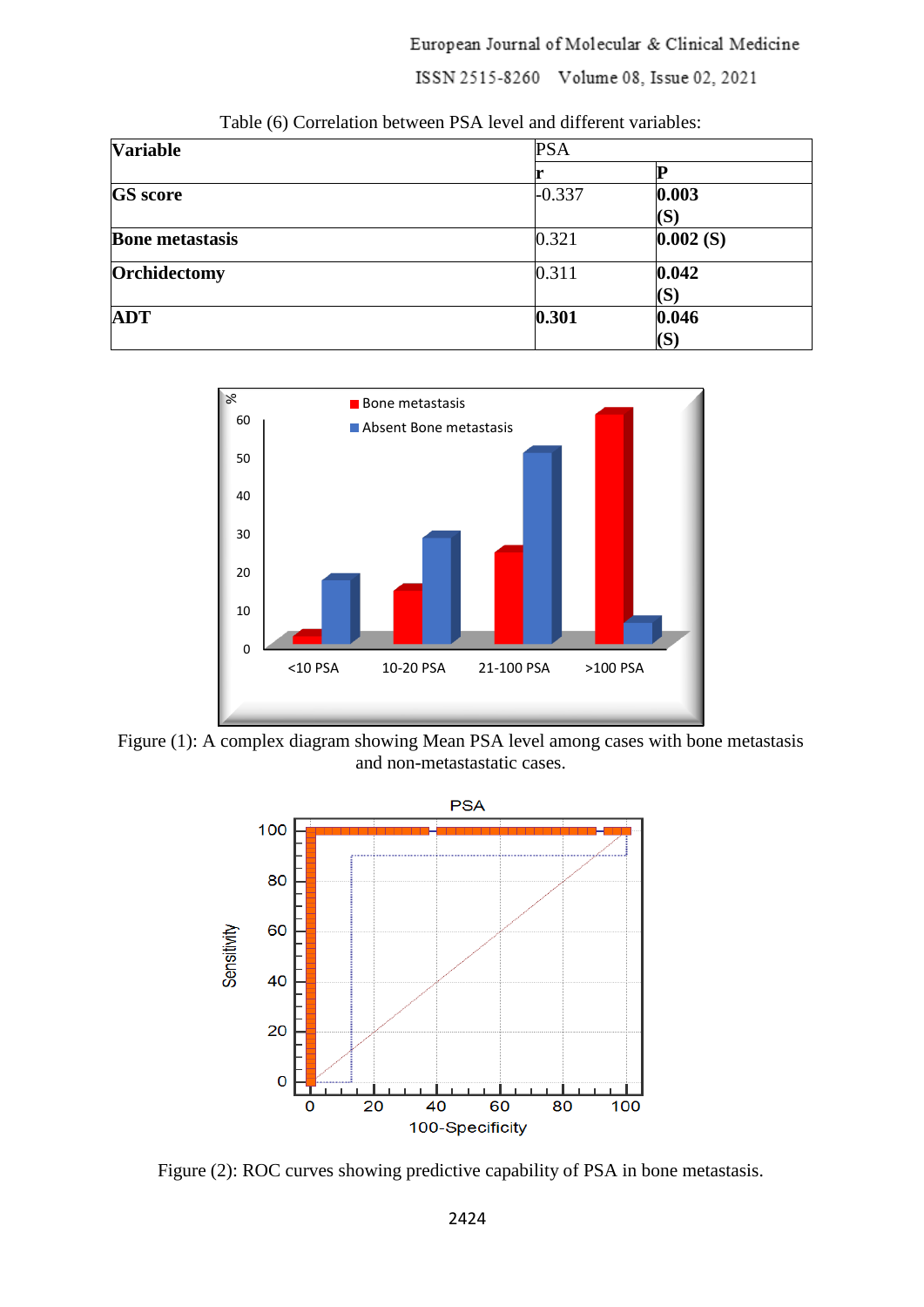Table (6) Correlation between PSA level and different variables:

| Variable | PSA | |
|---|---|---|
| | r | P |
| **GS score** | -0.337 | **0.003 (S)** |
| **Bone metastasis** | 0.321 | **0.002 (S)** |
| **Orchidectomy** | 0.311 | **0.042 (S)** |
| **ADT** | **0.301** | **0.046 (S)** |

Figure (1): A complex diagram showing Mean PSA level among cases with bone metastasis and non-metastatic cases.

Figure (2): ROC curves showing predictive capability of PSA in bone metastasis.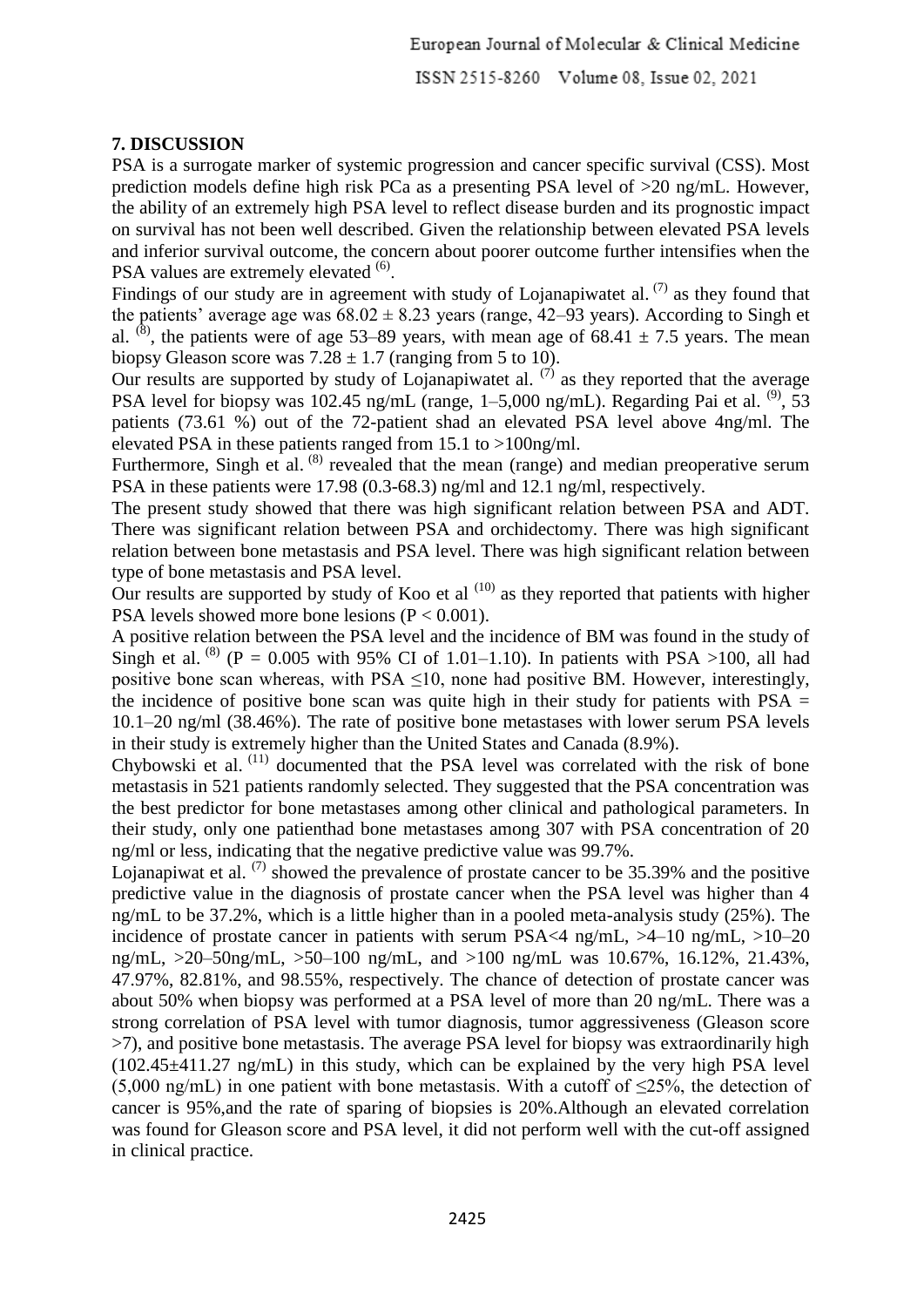## 7. DISCUSSION

PSA is a surrogate marker of systemic progression and cancer specific survival (CSS). Most prediction models define high risk PCa as a presenting PSA level of >20 ng/mL. However, the ability of an extremely high PSA level to reflect disease burden and its prognostic impact on survival has not been well described. Given the relationship between elevated PSA levels and inferior survival outcome, the concern about poorer outcome further intensifies when the PSA values are extremely elevated [6].

Findings of our study are in agreement with study of Lojanapiwatet al. [7] as they found that the patients' average age was $68.02 \pm 8.23$ years (range, 42–93 years). According to Singh et al. [8], the patients were of age 53–89 years, with mean age of $68.41 \pm 7.5$ years. The mean biopsy Gleason score was $7.28 \pm 1.7$ (ranging from 5 to 10).

Our results are supported by study of Lojanapiwatet al. [7] as they reported that the average PSA level for biopsy was 102.45 ng/mL (range, 1–5,000 ng/mL). Regarding Pai et al. [9], 53 patients (73.61 %) out of the 72-patient shad an elevated PSA level above 4ng/ml. The elevated PSA in these patients ranged from 15.1 to >100ng/ml.

Furthermore, Singh et al. [8] revealed that the mean (range) and median preoperative serum PSA in these patients were 17.98 (0.3-68.3) ng/ml and 12.1 ng/ml, respectively.

The present study showed that there was high significant relation between PSA and ADT. There was significant relation between PSA and orchidectomy. There was high significant relation between bone metastasis and PSA level. There was high significant relation between type of bone metastasis and PSA level.

Our results are supported by study of Koo et al [10] as they reported that patients with higher PSA levels showed more bone lesions ($P < 0.001$).

A positive relation between the PSA level and the incidence of BM was found in the study of Singh et al. [8] ($P = 0.005$ with 95% CI of 1.01–1.10). In patients with PSA >100, all had positive bone scan whereas, with PSA ≤10, none had positive BM. However, interestingly, the incidence of positive bone scan was quite high in their study for patients with PSA = 10.1–20 ng/ml (38.46%). The rate of positive bone metastases with lower serum PSA levels in their study is extremely higher than the United States and Canada (8.9%).

Chybowski et al. [11] documented that the PSA level was correlated with the risk of bone metastasis in 521 patients randomly selected. They suggested that the PSA concentration was the best predictor for bone metastases among other clinical and pathological parameters. In their study, only one patienthad bone metastases among 307 with PSA concentration of 20 ng/ml or less, indicating that the negative predictive value was 99.7%.

Lojanapiwat et al. [7] showed the prevalence of prostate cancer to be 35.39% and the positive predictive value in the diagnosis of prostate cancer when the PSA level was higher than 4 ng/mL to be 37.2%, which is a little higher than in a pooled meta-analysis study (25%). The incidence of prostate cancer in patients with serum PSA<4 ng/mL, >4–10 ng/mL, >10–20 ng/mL, >20–50ng/mL, >50–100 ng/mL, and >100 ng/mL was 10.67%, 16.12%, 21.43%, 47.97%, 82.81%, and 98.55%, respectively. The chance of detection of prostate cancer was about 50% when biopsy was performed at a PSA level of more than 20 ng/mL. There was a strong correlation of PSA level with tumor diagnosis, tumor aggressiveness (Gleason score >7), and positive bone metastasis. The average PSA level for biopsy was extraordinarily high ($102.45 \pm 411.27$ ng/mL) in this study, which can be explained by the very high PSA level (5,000 ng/mL) in one patient with bone metastasis. With a cutoff of ≤25%, the detection of cancer is 95%,and the rate of sparing of biopsies is 20%.Although an elevated correlation was found for Gleason score and PSA level, it did not perform well with the cut-off assigned in clinical practice.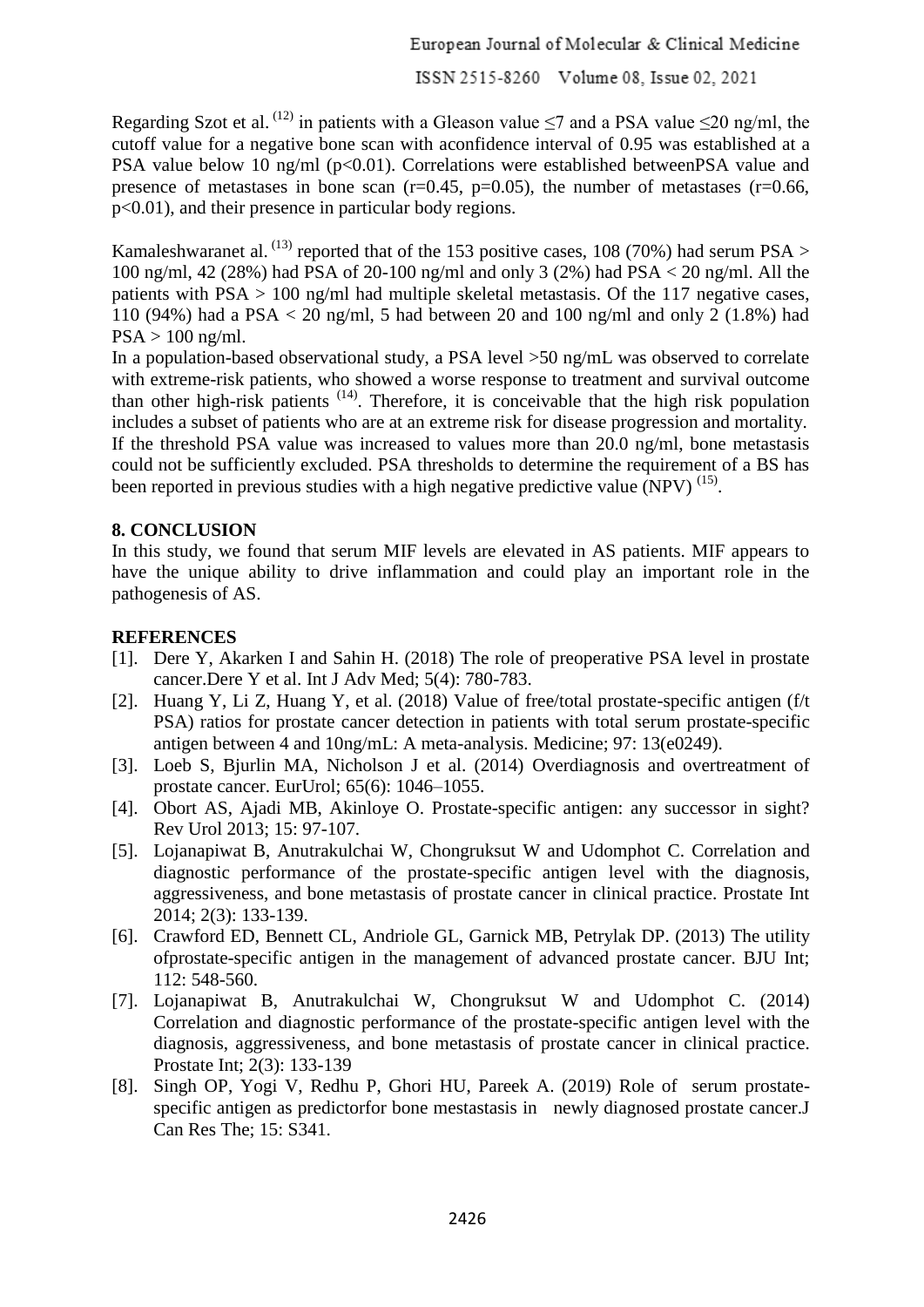Regarding Szot et al. [12] in patients with a Gleason value $\leq 7$ and a PSA value $\leq 20$ ng/ml, the cutoff value for a negative bone scan with aconfidence interval of 0.95 was established at a PSA value below 10 ng/ml ($p<0.01$). Correlations were established betweenPSA value and presence of metastases in bone scan ($r=0.45$, $p=0.05$), the number of metastases ($r=0.66$, $p<0.01$), and their presence in particular body regions.

Kamaleshwaranet al. [13] reported that of the 153 positive cases, 108 (70%) had serum PSA > 100 ng/ml, 42 (28%) had PSA of 20-100 ng/ml and only 3 (2%) had PSA < 20 ng/ml. All the patients with PSA > 100 ng/ml had multiple skeletal metastasis. Of the 117 negative cases, 110 (94%) had a PSA < 20 ng/ml, 5 had between 20 and 100 ng/ml and only 2 (1.8%) had PSA > 100 ng/ml.

In a population-based observational study, a PSA level >50 ng/mL was observed to correlate with extreme-risk patients, who showed a worse response to treatment and survival outcome than other high-risk patients [14]. Therefore, it is conceivable that the high risk population includes a subset of patients who are at an extreme risk for disease progression and mortality. If the threshold PSA value was increased to values more than 20.0 ng/ml, bone metastasis could not be sufficiently excluded. PSA thresholds to determine the requirement of a BS has been reported in previous studies with a high negative predictive value (NPV) [15].

## 8. CONCLUSION

In this study, we found that serum MIF levels are elevated in AS patients. MIF appears to have the unique ability to drive inflammation and could play an important role in the pathogenesis of AS.

## REFERENCES

[1]. Dere Y, Akarken I and Sahin H. (2018) The role of preoperative PSA level in prostate cancer.Dere Y et al. Int J Adv Med; 5(4): 780-783.

[2]. Huang Y, Li Z, Huang Y, et al. (2018) Value of free/total prostate-specific antigen (f/t PSA) ratios for prostate cancer detection in patients with total serum prostate-specific antigen between 4 and 10ng/mL: A meta-analysis. Medicine; 97: 13(e0249).

[3]. Loeb S, Bjurlin MA, Nicholson J et al. (2014) Overdiagnosis and overtreatment of prostate cancer. EurUrol; 65(6): 1046–1055.

[4]. Obort AS, Ajadi MB, Akinloye O. Prostate-specific antigen: any successor in sight? Rev Urol 2013; 15: 97-107.

[5]. Lojanapiwat B, Anutrakulchai W, Chongruksut W and Udomphot C. Correlation and diagnostic performance of the prostate-specific antigen level with the diagnosis, aggressiveness, and bone metastasis of prostate cancer in clinical practice. Prostate Int 2014; 2(3): 133-139.

[6]. Crawford ED, Bennett CL, Andriole GL, Garnick MB, Petrylak DP. (2013) The utility ofprostate-specific antigen in the management of advanced prostate cancer. BJU Int; 112: 548-560.

[7]. Lojanapiwat B, Anutrakulchai W, Chongruksut W and Udomphot C. (2014) Correlation and diagnostic performance of the prostate-specific antigen level with the diagnosis, aggressiveness, and bone metastasis of prostate cancer in clinical practice. Prostate Int; 2(3): 133-139

[8]. Singh OP, Yogi V, Redhu P, Ghori HU, Pareek A. (2019) Role of serum prostate-specific antigen as predictorfor bone mestastasis in newly diagnosed prostate cancer.J Can Res The; 15: S341.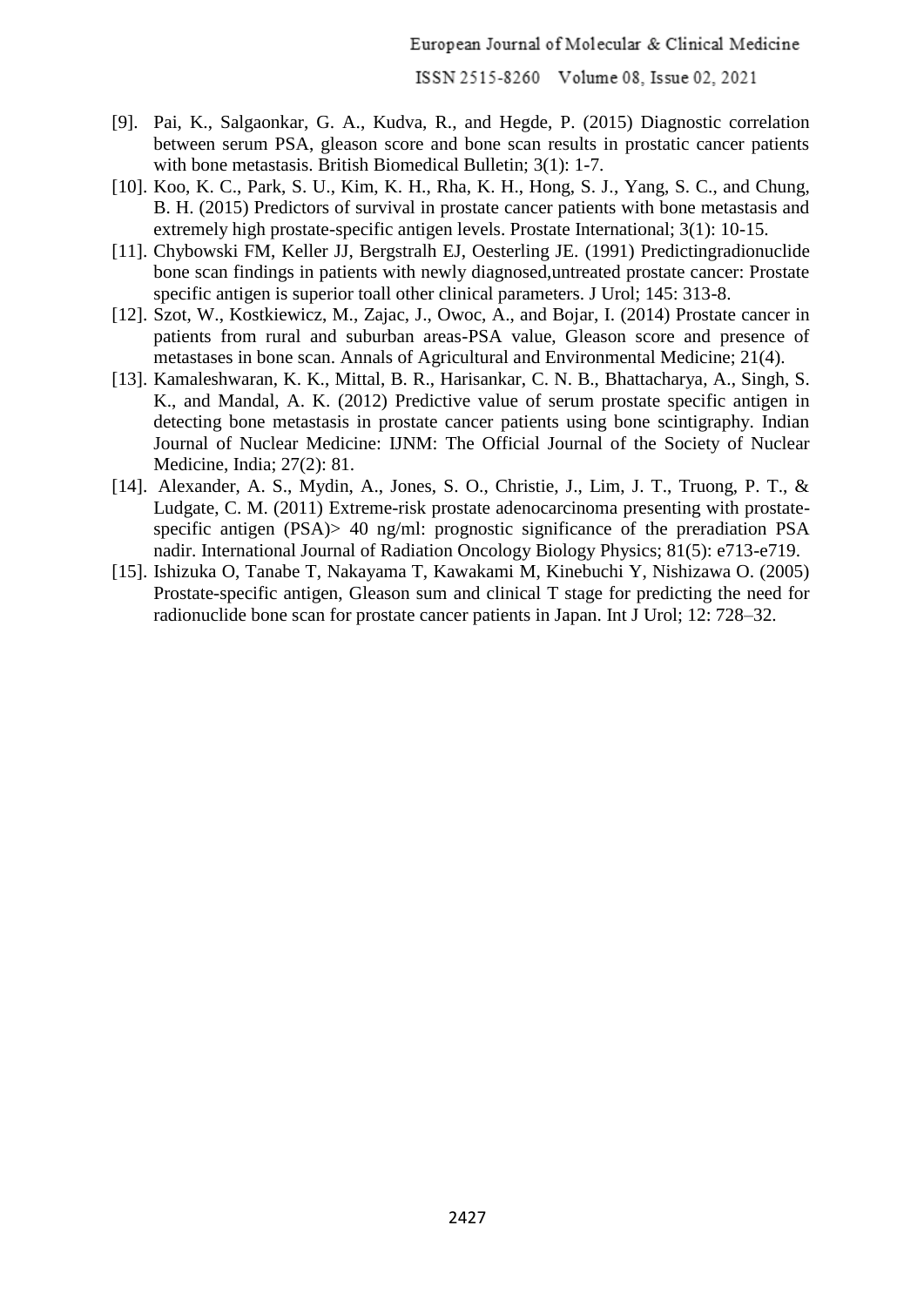[9]. Pai, K., Salgaonkar, G. A., Kudva, R., and Hegde, P. (2015) Diagnostic correlation between serum PSA, gleason score and bone scan results in prostatic cancer patients with bone metastasis. British Biomedical Bulletin; 3(1): 1-7.

[10]. Koo, K. C., Park, S. U., Kim, K. H., Rha, K. H., Hong, S. J., Yang, S. C., and Chung, B. H. (2015) Predictors of survival in prostate cancer patients with bone metastasis and extremely high prostate-specific antigen levels. Prostate International; 3(1): 10-15.

[11]. Chybowski FM, Keller JJ, Bergstralh EJ, Oesterling JE. (1991) Predictingradionuclide bone scan findings in patients with newly diagnosed,untreated prostate cancer: Prostate specific antigen is superior toall other clinical parameters. J Urol; 145: 313-8.

[12]. Szot, W., Kostkiewicz, M., Zajac, J., Owoc, A., and Bojar, I. (2014) Prostate cancer in patients from rural and suburban areas-PSA value, Gleason score and presence of metastases in bone scan. Annals of Agricultural and Environmental Medicine; 21(4).

[13]. Kamaleshwaran, K. K., Mittal, B. R., Harisankar, C. N. B., Bhattacharya, A., Singh, S. K., and Mandal, A. K. (2012) Predictive value of serum prostate specific antigen in detecting bone metastasis in prostate cancer patients using bone scintigraphy. Indian Journal of Nuclear Medicine: IJNM: The Official Journal of the Society of Nuclear Medicine, India; 27(2): 81.

[14]. Alexander, A. S., Mydin, A., Jones, S. O., Christie, J., Lim, J. T., Truong, P. T., & Ludgate, C. M. (2011) Extreme-risk prostate adenocarcinoma presenting with prostate-specific antigen (PSA)> 40 ng/ml: prognostic significance of the preradiation PSA nadir. International Journal of Radiation Oncology Biology Physics; 81(5): e713-e719.

[15]. Ishizuka O, Tanabe T, Nakayama T, Kawakami M, Kinebuchi Y, Nishizawa O. (2005) Prostate-specific antigen, Gleason sum and clinical T stage for predicting the need for radionuclide bone scan for prostate cancer patients in Japan. Int J Urol; 12: 728–32.